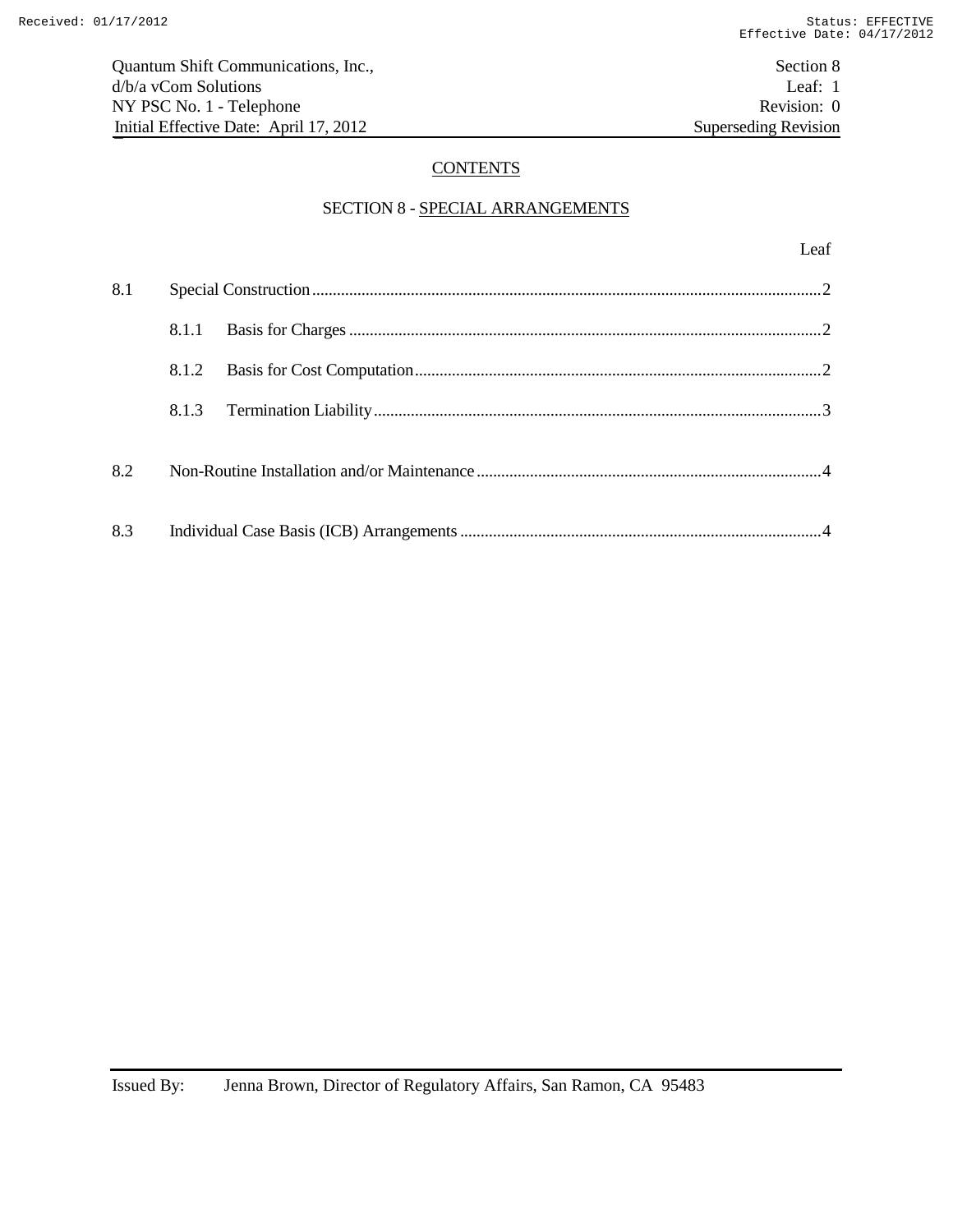## CONTENTS

### SECTION 8 - SPECIAL ARRANGEMENTS

| | | Leaf |
|---|---|---|
| 8.1 | Special Construction | 2 |
| | 8.1.1 Basis for Charges | 2 |
| | 8.1.2 Basis for Cost Computation | 2 |
| | 8.1.3 Termination Liability | 3 |
| 8.2 | Non-Routine Installation and/or Maintenance | 4 |
| 8.3 | Individual Case Basis (ICB) Arrangements | 4 |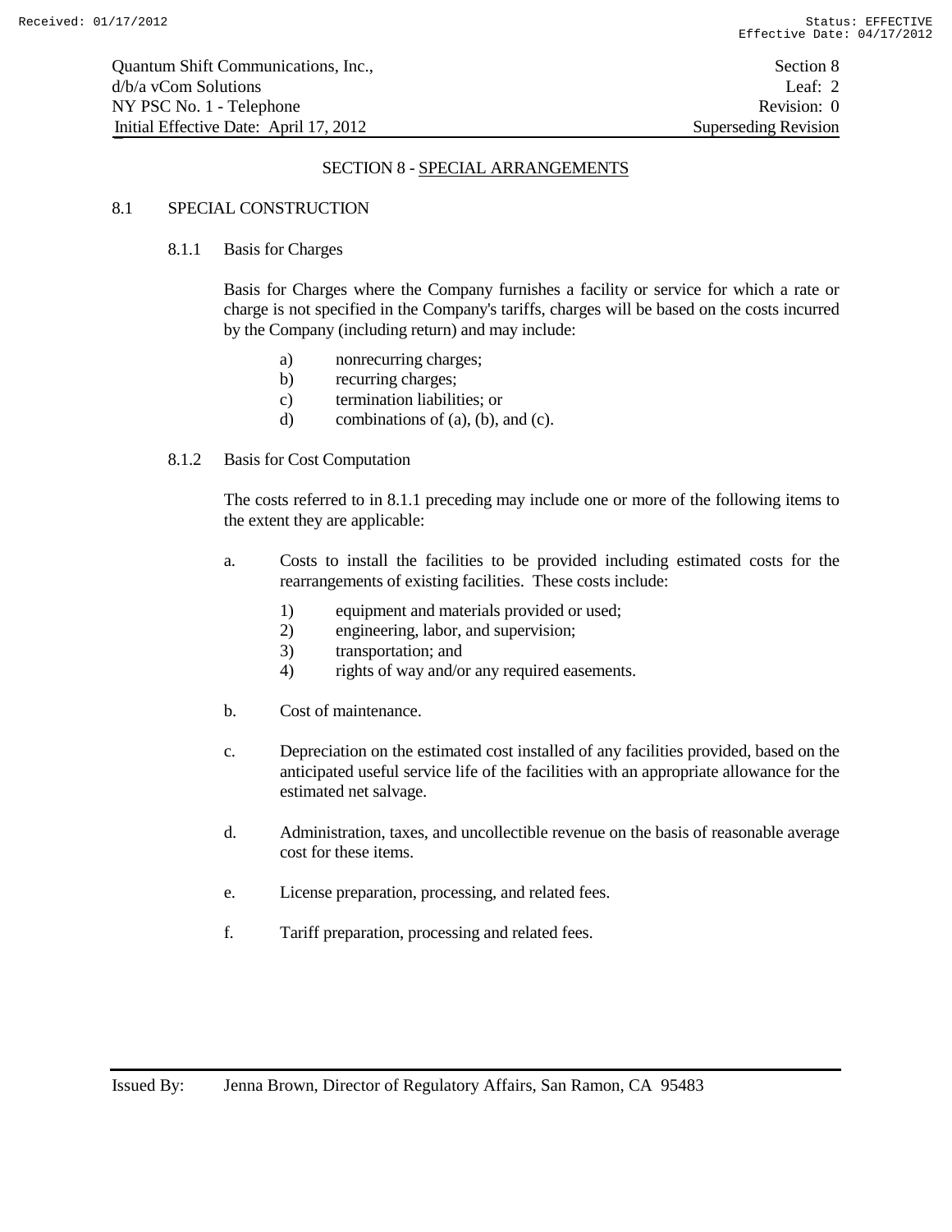## SECTION 8 - SPECIAL ARRANGEMENTS

### 8.1 SPECIAL CONSTRUCTION

#### 8.1.1 Basis for Charges

Basis for Charges where the Company furnishes a facility or service for which a rate or charge is not specified in the Company's tariffs, charges will be based on the costs incurred by the Company (including return) and may include:

a) nonrecurring charges;
b) recurring charges;
c) termination liabilities; or
d) combinations of (a), (b), and (c).

#### 8.1.2 Basis for Cost Computation

The costs referred to in 8.1.1 preceding may include one or more of the following items to the extent they are applicable:

a. Costs to install the facilities to be provided including estimated costs for the rearrangements of existing facilities. These costs include:

   1) equipment and materials provided or used;
   2) engineering, labor, and supervision;
   3) transportation; and
   4) rights of way and/or any required easements.

b. Cost of maintenance.

c. Depreciation on the estimated cost installed of any facilities provided, based on the anticipated useful service life of the facilities with an appropriate allowance for the estimated net salvage.

d. Administration, taxes, and uncollectible revenue on the basis of reasonable average cost for these items.

e. License preparation, processing, and related fees.

f. Tariff preparation, processing and related fees.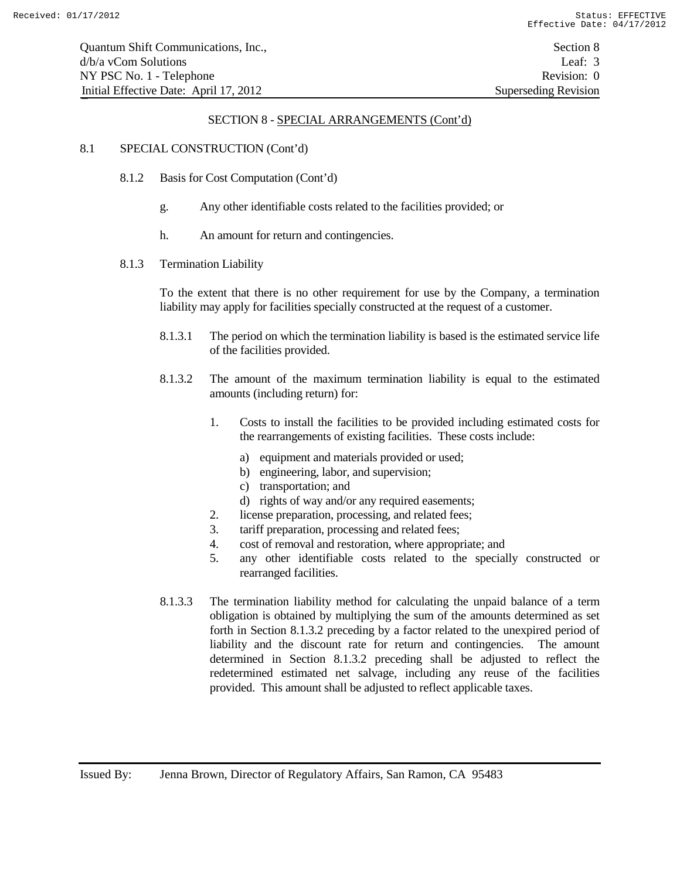## SECTION 8 - SPECIAL ARRANGEMENTS (Cont'd)

8.1 SPECIAL CONSTRUCTION (Cont'd)

8.1.2 Basis for Cost Computation (Cont'd)

g. Any other identifiable costs related to the facilities provided; or

h. An amount for return and contingencies.

8.1.3 Termination Liability

To the extent that there is no other requirement for use by the Company, a termination liability may apply for facilities specially constructed at the request of a customer.

8.1.3.1 The period on which the termination liability is based is the estimated service life of the facilities provided.

8.1.3.2 The amount of the maximum termination liability is equal to the estimated amounts (including return) for:

1. Costs to install the facilities to be provided including estimated costs for the rearrangements of existing facilities. These costs include:
   - a) equipment and materials provided or used;
   - b) engineering, labor, and supervision;
   - c) transportation; and
   - d) rights of way and/or any required easements;
2. license preparation, processing, and related fees;
3. tariff preparation, processing and related fees;
4. cost of removal and restoration, where appropriate; and
5. any other identifiable costs related to the specially constructed or rearranged facilities.

8.1.3.3 The termination liability method for calculating the unpaid balance of a term obligation is obtained by multiplying the sum of the amounts determined as set forth in Section 8.1.3.2 preceding by a factor related to the unexpired period of liability and the discount rate for return and contingencies. The amount determined in Section 8.1.3.2 preceding shall be adjusted to reflect the redetermined estimated net salvage, including any reuse of the facilities provided. This amount shall be adjusted to reflect applicable taxes.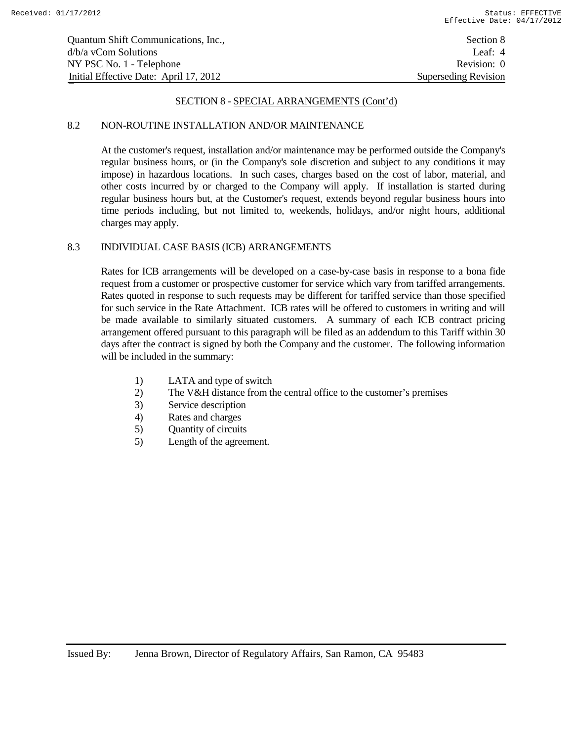## SECTION 8 - SPECIAL ARRANGEMENTS (Cont'd)

### 8.2 NON-ROUTINE INSTALLATION AND/OR MAINTENANCE

At the customer's request, installation and/or maintenance may be performed outside the Company's regular business hours, or (in the Company's sole discretion and subject to any conditions it may impose) in hazardous locations. In such cases, charges based on the cost of labor, material, and other costs incurred by or charged to the Company will apply. If installation is started during regular business hours but, at the Customer's request, extends beyond regular business hours into time periods including, but not limited to, weekends, holidays, and/or night hours, additional charges may apply.

### 8.3 INDIVIDUAL CASE BASIS (ICB) ARRANGEMENTS

Rates for ICB arrangements will be developed on a case-by-case basis in response to a bona fide request from a customer or prospective customer for service which vary from tariffed arrangements. Rates quoted in response to such requests may be different for tariffed service than those specified for such service in the Rate Attachment. ICB rates will be offered to customers in writing and will be made available to similarly situated customers. A summary of each ICB contract pricing arrangement offered pursuant to this paragraph will be filed as an addendum to this Tariff within 30 days after the contract is signed by both the Company and the customer. The following information will be included in the summary:

1) LATA and type of switch
2) The V&H distance from the central office to the customer's premises
3) Service description
4) Rates and charges
5) Quantity of circuits
5) Length of the agreement.